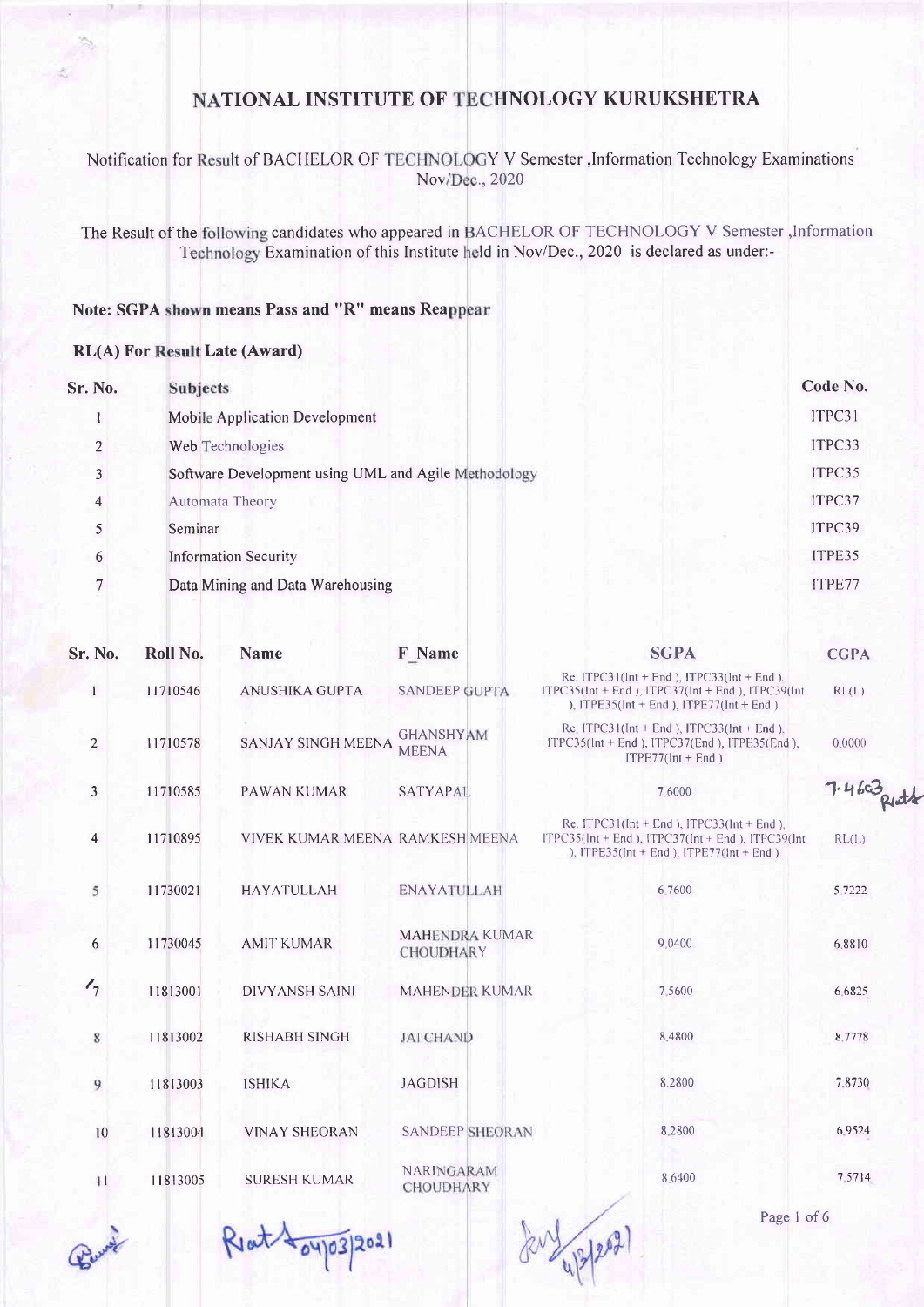# NATIONAL INSTITUTE OF TECHNOLOGY KURUKSHETRA

Notification for Result of BACHELOR OF TECHNOLOGY V Semester ,Information Technology Examinations Nov/Dec., 2020

The Result of the following candidates who appeared in BACHELOR OF TECHNOLOGY V Semester ,Information Technology Examination of this Institute held in Nov/Dec., 2020 is declared as under:-

**Note: SGPA shown means Pass and "R" means Reappear**

**RL(A) For Result Late (Award)**

| Sr. No. | Subjects | Code No. |
|---|---|---|
| 1 | Mobile Application Development | ITPC31 |
| 2 | Web Technologies | ITPC33 |
| 3 | Software Development using UML and Agile Methodology | ITPC35 |
| 4 | Automata Theory | ITPC37 |
| 5 | Seminar | ITPC39 |
| 6 | Information Security | ITPE35 |
| 7 | Data Mining and Data Warehousing | ITPE77 |

| Sr. No. | Roll No. | Name | F_Name | SGPA | CGPA |
|---|---|---|---|---|---|
| 1 | 11710546 | ANUSHIKA GUPTA | SANDEEP GUPTA | Re. ITPC31(Int + End ), ITPC33(Int + End ), ITPC35(Int + End ), ITPC37(Int + End ), ITPC39(Int ), ITPE35(Int + End ), ITPE77(Int + End ) | RL(L) |
| 2 | 11710578 | SANJAY SINGH MEENA | GHANSHYAM MEENA | Re. ITPC31(Int + End ), ITPC33(Int + End ), ITPC35(Int + End ), ITPC37(End ), ITPE35(End ), ITPE77(Int + End ) | 0.0000 |
| 3 | 11710585 | PAWAN KUMAR | SATYAPAL | 7.6000 | 7.4603 |
| 4 | 11710895 | VIVEK KUMAR MEENA | RAMKESH MEENA | Re. ITPC31(Int + End ), ITPC33(Int + End ), ITPC35(Int + End ), ITPC37(Int + End ), ITPC39(Int ), ITPE35(Int + End ), ITPE77(Int + End ) | RL(L) |
| 5 | 11730021 | HAYATULLAH | ENAYATULLAH | 6.7600 | 5.7222 |
| 6 | 11730045 | AMIT KUMAR | MAHENDRA KUMAR CHOUDHARY | 9.0400 | 6.8810 |
| 7 | 11813001 | DIVYANSH SAINI | MAHENDER KUMAR | 7.5600 | 6.6825 |
| 8 | 11813002 | RISHABH SINGH | JAI CHAND | 8.4800 | 8.7778 |
| 9 | 11813003 | ISHIKA | JAGDISH | 8.2800 | 7.8730 |
| 10 | 11813004 | VINAY SHEORAN | SANDEEP SHEORAN | 8.2800 | 6.9524 |
| 11 | 11813005 | SURESH KUMAR | NARINGARAM CHOUDHARY | 8.6400 | 7.5714 |

Rat 04/03/2021

4/3/2021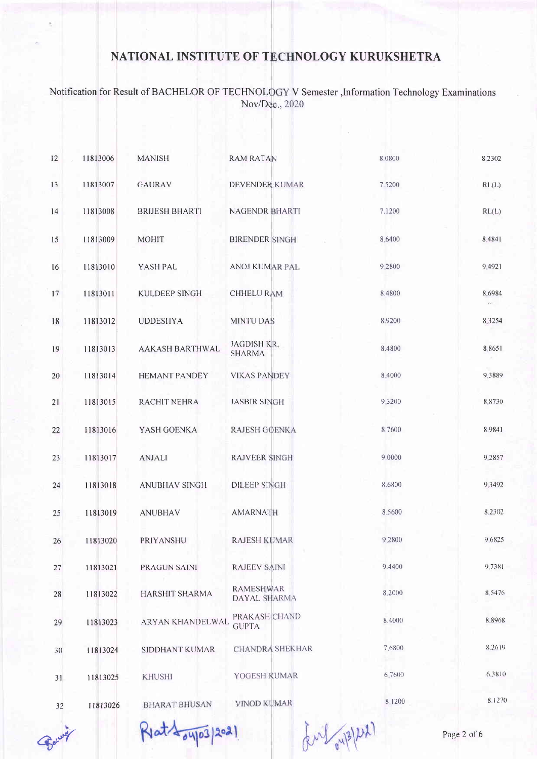# NATIONAL INSTITUTE OF TECHNOLOGY KURUKSHETRA

Notification for Result of BACHELOR OF TECHNOLOGY V Semester ,Information Technology Examinations Nov/Dec., 2020

| | | | | | |
|---|---|---|---|---|---|
| 12 | 11813006 | MANISH | RAM RATAN | 8.0800 | 8.2302 |
| 13 | 11813007 | GAURAV | DEVENDER KUMAR | 7.5200 | RL(L) |
| 14 | 11813008 | BRIJESH BHARTI | NAGENDR BHARTI | 7.1200 | RL(L) |
| 15 | 11813009 | MOHIT | BIRENDER SINGH | 8.6400 | 8.4841 |
| 16 | 11813010 | YASH PAL | ANOJ KUMAR PAL | 9.2800 | 9.4921 |
| 17 | 11813011 | KULDEEP SINGH | CHHELU RAM | 8.4800 | 8.6984 |
| 18 | 11813012 | UDDESHYA | MINTU DAS | 8.9200 | 8.3254 |
| 19 | 11813013 | AAKASH BARTHWAL | JAGDISH KR. SHARMA | 8.4800 | 8.8651 |
| 20 | 11813014 | HEMANT PANDEY | VIKAS PANDEY | 8.4000 | 9.3889 |
| 21 | 11813015 | RACHIT NEHRA | JASBIR SINGH | 9.3200 | 8.8730 |
| 22 | 11813016 | YASH GOENKA | RAJESH GOENKA | 8.7600 | 8.9841 |
| 23 | 11813017 | ANJALI | RAJVEER SINGH | 9.0000 | 9.2857 |
| 24 | 11813018 | ANUBHAV SINGH | DILEEP SINGH | 8.6800 | 9.3492 |
| 25 | 11813019 | ANUBHAV | AMARNATH | 8.5600 | 8.2302 |
| 26 | 11813020 | PRIYANSHU | RAJESH KUMAR | 9.2800 | 9.6825 |
| 27 | 11813021 | PRAGUN SAINI | RAJEEV SAINI | 9.4400 | 9.7381 |
| 28 | 11813022 | HARSHIT SHARMA | RAMESHWAR DAYAL SHARMA | 8.2000 | 8.5476 |
| 29 | 11813023 | ARYAN KHANDELWAL | PRAKASH CHAND GUPTA | 8.4000 | 8.8968 |
| 30 | 11813024 | SIDDHANT KUMAR | CHANDRA SHEKHAR | 7.6800 | 8.2619 |
| 31 | 11813025 | KHUSHI | YOGESH KUMAR | 6.7600 | 6.3810 |
| 32 | 11813026 | BHARAT BHUSAN | VINOD KUMAR | 8.1200 | 8.1270 |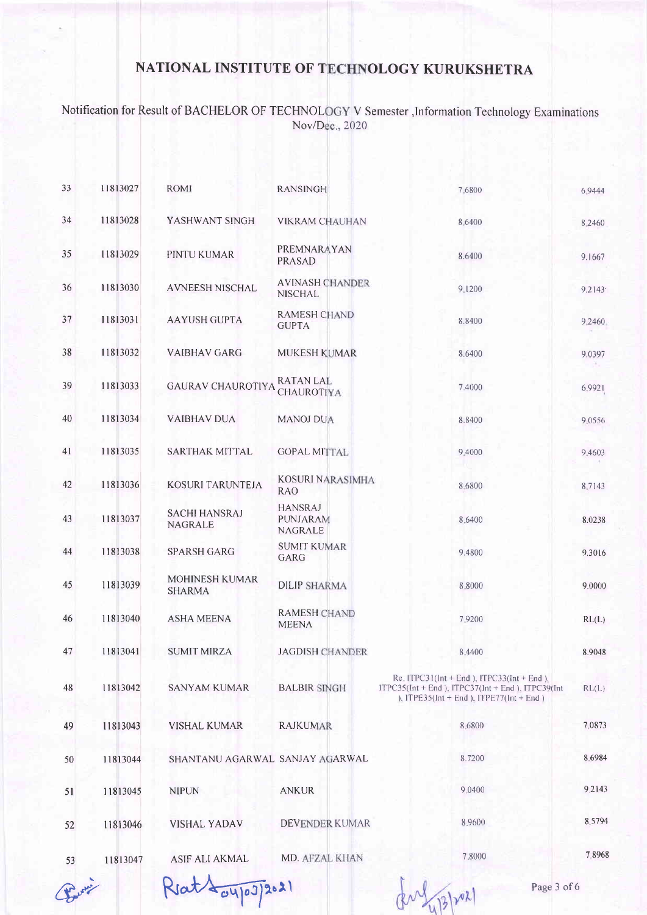# NATIONAL INSTITUTE OF TECHNOLOGY KURUKSHETRA

Notification for Result of BACHELOR OF TECHNOLOGY V Semester ,Information Technology Examinations Nov/Dec., 2020

| | | | | | |
|---|---|---|---|---|---|
| 33 | 11813027 | ROMI | RANSINGH | 7.6800 | 6.9444 |
| 34 | 11813028 | YASHWANT SINGH | VIKRAM CHAUHAN | 8.6400 | 8.2460 |
| 35 | 11813029 | PINTU KUMAR | PREMNARAYAN PRASAD | 8.6400 | 9.1667 |
| 36 | 11813030 | AVNEESH NISCHAL | AVINASH CHANDER NISCHAL | 9.1200 | 9.2143 |
| 37 | 11813031 | AAYUSH GUPTA | RAMESH CHAND GUPTA | 8.8400 | 9.2460 |
| 38 | 11813032 | VAIBHAV GARG | MUKESH KUMAR | 8.6400 | 9.0397 |
| 39 | 11813033 | GAURAV CHAUROTIYA | RATAN LAL CHAUROTIYA | 7.4000 | 6.9921 |
| 40 | 11813034 | VAIBHAV DUA | MANOJ DUA | 8.8400 | 9.0556 |
| 41 | 11813035 | SARTHAK MITTAL | GOPAL MITTAL | 9.4000 | 9.4603 |
| 42 | 11813036 | KOSURI TARUNTEJA | KOSURI NARASIMHA RAO | 8.6800 | 8.7143 |
| 43 | 11813037 | SACHI HANSRAJ NAGRALE | HANSRAJ PUNJARAM NAGRALE | 8.6400 | 8.0238 |
| 44 | 11813038 | SPARSH GARG | SUMIT KUMAR GARG | 9.4800 | 9.3016 |
| 45 | 11813039 | MOHINESH KUMAR SHARMA | DILIP SHARMA | 8.8000 | 9.0000 |
| 46 | 11813040 | ASHA MEENA | RAMESH CHAND MEENA | 7.9200 | RL(L) |
| 47 | 11813041 | SUMIT MIRZA | JAGDISH CHANDER | 8.4400 | 8.9048 |
| 48 | 11813042 | SANYAM KUMAR | BALBIR SINGH | Re. ITPC31(Int + End ), ITPC33(Int + End ), ITPC35(Int + End ), ITPC37(Int + End ), ITPC39(Int + End ), ITPE35(Int + End ), ITPE77(Int + End ) | RL(L) |
| 49 | 11813043 | VISHAL KUMAR | RAJKUMAR | 8.6800 | 7.0873 |
| 50 | 11813044 | SHANTANU AGARWAL | SANJAY AGARWAL | 8.7200 | 8.6984 |
| 51 | 11813045 | NIPUN | ANKUR | 9.0400 | 9.2143 |
| 52 | 11813046 | VISHAL YADAV | DEVENDER KUMAR | 8.9600 | 8.5794 |
| 53 | 11813047 | ASIF ALI AKMAL | MD. AFZAL KHAN | 7.8000 | 7.8968 |

Rat 04/03/2021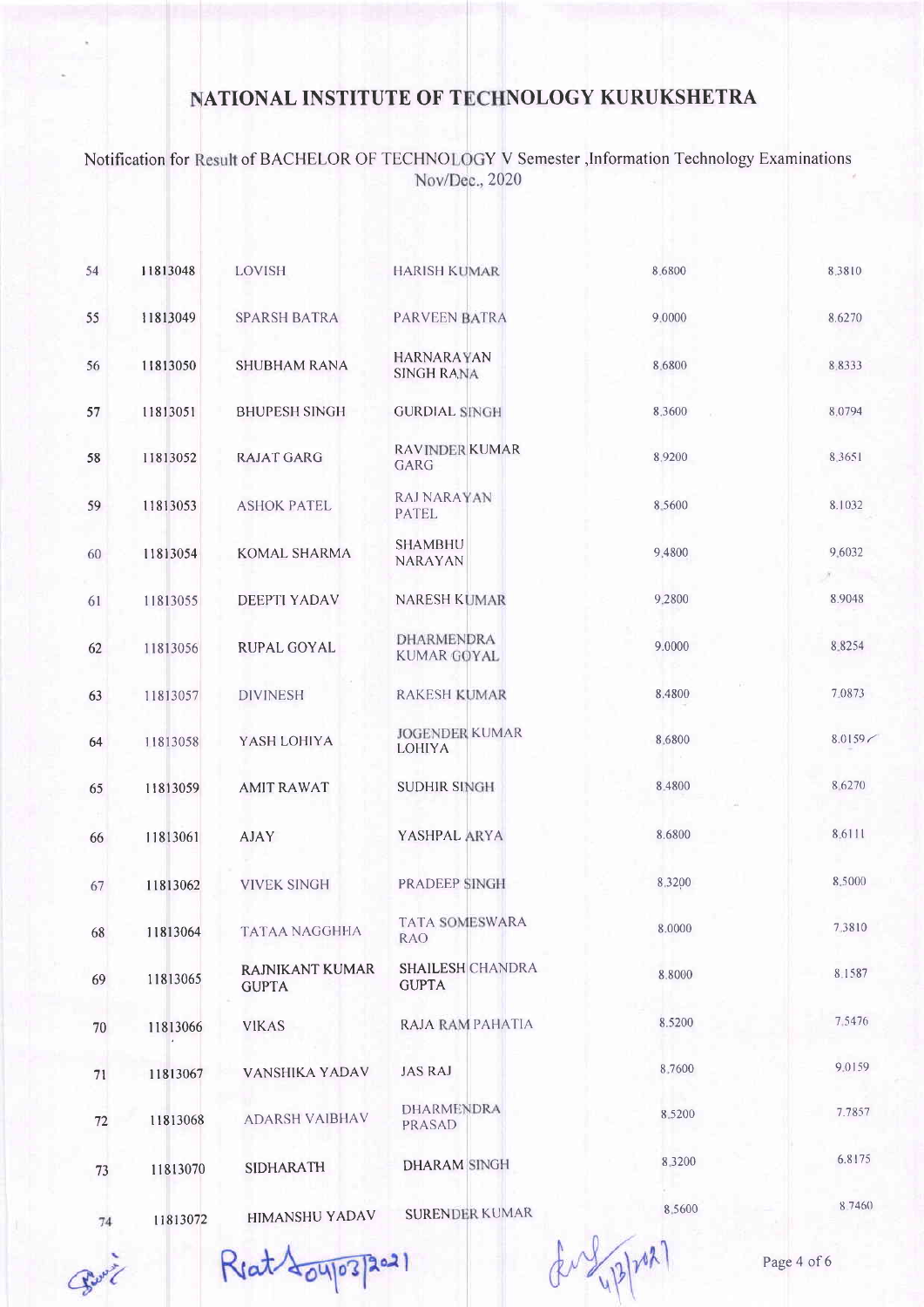# NATIONAL INSTITUTE OF TECHNOLOGY KURUKSHETRA

Notification for Result of BACHELOR OF TECHNOLOGY V Semester ,Information Technology Examinations Nov/Dec., 2020

| | | | | | |
|---|---|---|---|---|---|
| 54 | 11813048 | LOVISH | HARISH KUMAR | 8.6800 | 8.3810 |
| 55 | 11813049 | SPARSH BATRA | PARVEEN BATRA | 9.0000 | 8.6270 |
| 56 | 11813050 | SHUBHAM RANA | HARNARAYAN SINGH RANA | 8.6800 | 8.8333 |
| 57 | 11813051 | BHUPESH SINGH | GURDIAL SINGH | 8.3600 | 8.0794 |
| 58 | 11813052 | RAJAT GARG | RAVINDER KUMAR GARG | 8.9200 | 8.3651 |
| 59 | 11813053 | ASHOK PATEL | RAJ NARAYAN PATEL | 8.5600 | 8.1032 |
| 60 | 11813054 | KOMAL SHARMA | SHAMBHU NARAYAN | 9.4800 | 9.6032 |
| 61 | 11813055 | DEEPTI YADAV | NARESH KUMAR | 9.2800 | 8.9048 |
| 62 | 11813056 | RUPAL GOYAL | DHARMENDRA KUMAR GOYAL | 9.0000 | 8.8254 |
| 63 | 11813057 | DIVINESH | RAKESH KUMAR | 8.4800 | 7.0873 |
| 64 | 11813058 | YASH LOHIYA | JOGENDER KUMAR LOHIYA | 8.6800 | 8.0159 |
| 65 | 11813059 | AMIT RAWAT | SUDHIR SINGH | 8.4800 | 8.6270 |
| 66 | 11813061 | AJAY | YASHPAL ARYA | 8.6800 | 8.6111 |
| 67 | 11813062 | VIVEK SINGH | PRADEEP SINGH | 8.3200 | 8.5000 |
| 68 | 11813064 | TATAA NAGGHHA | TATA SOMESWARA RAO | 8.0000 | 7.3810 |
| 69 | 11813065 | RAJNIKANT KUMAR GUPTA | SHAILESH CHANDRA GUPTA | 8.8000 | 8.1587 |
| 70 | 11813066 | VIKAS | RAJA RAM PAHATIA | 8.5200 | 7.5476 |
| 71 | 11813067 | VANSHIKA YADAV | JAS RAJ | 8.7600 | 9.0159 |
| 72 | 11813068 | ADARSH VAIBHAV | DHARMENDRA PRASAD | 8.5200 | 7.7857 |
| 73 | 11813070 | SIDHARATH | DHARAM SINGH | 8.3200 | 6.8175 |
| 74 | 11813072 | HIMANSHU YADAV | SURENDER KUMAR | 8.5600 | 8.7460 |

Rat 04/03/2021

4/3/2021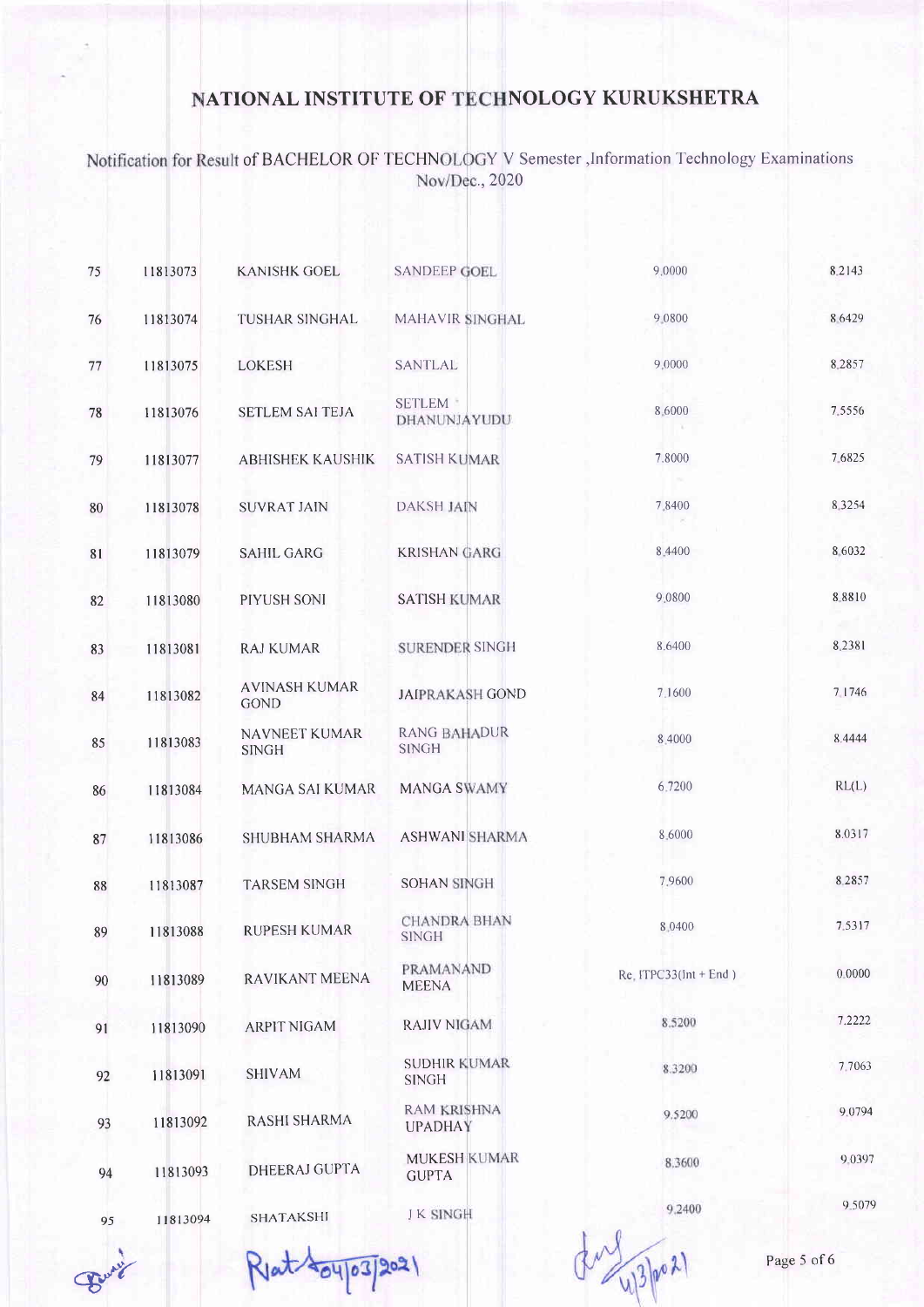# NATIONAL INSTITUTE OF TECHNOLOGY KURUKSHETRA

Notification for Result of BACHELOR OF TECHNOLOGY V Semester ,Information Technology Examinations Nov/Dec., 2020

| | | | | | |
|---|---|---|---|---|---|
| 75 | 11813073 | KANISHK GOEL | SANDEEP GOEL | 9.0000 | 8.2143 |
| 76 | 11813074 | TUSHAR SINGHAL | MAHAVIR SINGHAL | 9.0800 | 8.6429 |
| 77 | 11813075 | LOKESH | SANTLAL | 9.0000 | 8.2857 |
| 78 | 11813076 | SETLEM SAI TEJA | SETLEM DHANUNJAYUDU | 8.6000 | 7.5556 |
| 79 | 11813077 | ABHISHEK KAUSHIK | SATISH KUMAR | 7.8000 | 7.6825 |
| 80 | 11813078 | SUVRAT JAIN | DAKSH JAIN | 7.8400 | 8.3254 |
| 81 | 11813079 | SAHIL GARG | KRISHAN GARG | 8.4400 | 8.6032 |
| 82 | 11813080 | PIYUSH SONI | SATISH KUMAR | 9.0800 | 8.8810 |
| 83 | 11813081 | RAJ KUMAR | SURENDER SINGH | 8.6400 | 8.2381 |
| 84 | 11813082 | AVINASH KUMAR GOND | JAIPRAKASH GOND | 7.1600 | 7.1746 |
| 85 | 11813083 | NAVNEET KUMAR SINGH | RANG BAHADUR SINGH | 8.4000 | 8.4444 |
| 86 | 11813084 | MANGA SAI KUMAR | MANGA SWAMY | 6.7200 | RL(L) |
| 87 | 11813086 | SHUBHAM SHARMA | ASHWANI SHARMA | 8.6000 | 8.0317 |
| 88 | 11813087 | TARSEM SINGH | SOHAN SINGH | 7.9600 | 8.2857 |
| 89 | 11813088 | RUPESH KUMAR | CHANDRA BHAN SINGH | 8.0400 | 7.5317 |
| 90 | 11813089 | RAVIKANT MEENA | PRAMANAND MEENA | Re, ITPC33(Int + End ) | 0.0000 |
| 91 | 11813090 | ARPIT NIGAM | RAJIV NIGAM | 8.5200 | 7.2222 |
| 92 | 11813091 | SHIVAM | SUDHIR KUMAR SINGH | 8.3200 | 7.7063 |
| 93 | 11813092 | RASHI SHARMA | RAM KRISHNA UPADHAY | 9.5200 | 9.0794 |
| 94 | 11813093 | DHEERAJ GUPTA | MUKESH KUMAR GUPTA | 8.3600 | 9.0397 |
| 95 | 11813094 | SHATAKSHI | J K SINGH | 9.2400 | 9.5079 |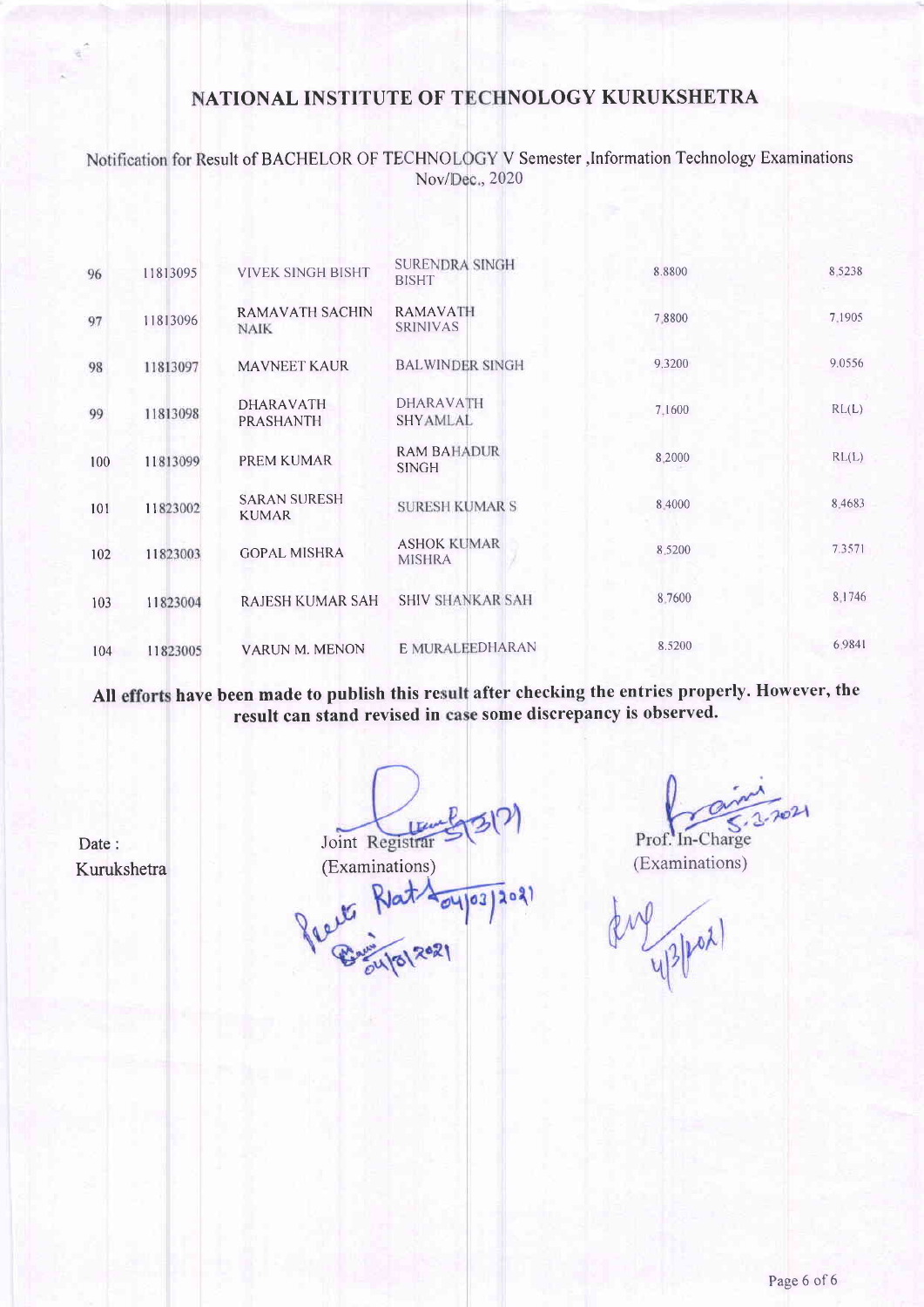# NATIONAL INSTITUTE OF TECHNOLOGY KURUKSHETRA

Notification for Result of BACHELOR OF TECHNOLOGY V Semester ,Information Technology Examinations Nov/Dec., 2020

| | | | | | |
|---|---|---|---|---|---|
| 96 | 11813095 | VIVEK SINGH BISHT | SURENDRA SINGH BISHT | 8.8800 | 8.5238 |
| 97 | 11813096 | RAMAVATH SACHIN NAIK | RAMAVATH SRINIVAS | 7.8800 | 7.1905 |
| 98 | 11813097 | MAVNEET KAUR | BALWINDER SINGH | 9.3200 | 9.0556 |
| 99 | 11813098 | DHARAVATH PRASHANTH | DHARAVATH SHYAMLAL | 7.1600 | RL(L) |
| 100 | 11813099 | PREM KUMAR | RAM BAHADUR SINGH | 8.2000 | RL(L) |
| 101 | 11823002 | SARAN SURESH KUMAR | SURESH KUMAR S | 8.4000 | 8.4683 |
| 102 | 11823003 | GOPAL MISHRA | ASHOK KUMAR MISHRA | 8.5200 | 7.3571 |
| 103 | 11823004 | RAJESH KUMAR SAH | SHIV SHANKAR SAH | 8.7600 | 8.1746 |
| 104 | 11823005 | VARUN M. MENON | E MURALEEDHARAN | 8.5200 | 6.9841 |

**All efforts have been made to publish this result after checking the entries properly. However, the result can stand revised in case some discrepancy is observed.**

Date :
Kurukshetra

Joint Registrar
(Examinations)

Prof. In-Charge
(Examinations)